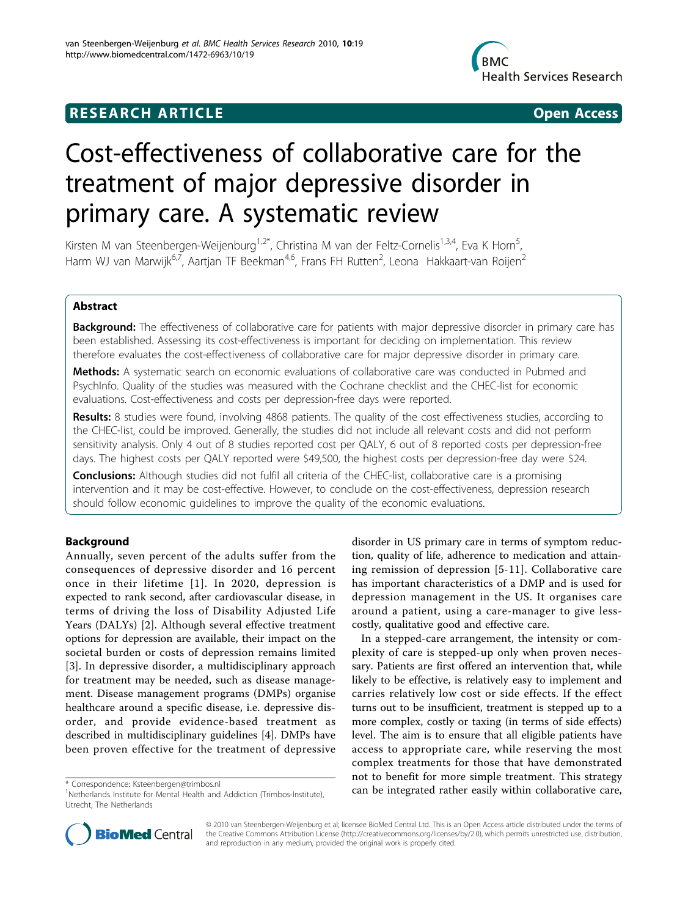RESEARCH ARTICLE Open Access

# Cost-effectiveness of collaborative care for the treatment of major depressive disorder in primary care. A systematic review

Kirsten M van Steenbergen-Weijenburg[1,2*], Christina M van der Feltz-Cornelis[1,3,4], Eva K Horn[5], Harm WJ van Marwijk[6,7], Aartjan TF Beekman[4,6], Frans FH Rutten[2], Leona Hakkaart-van Roijen[2]

## Abstract

**Background:** The effectiveness of collaborative care for patients with major depressive disorder in primary care has been established. Assessing its cost-effectiveness is important for deciding on implementation. This review therefore evaluates the cost-effectiveness of collaborative care for major depressive disorder in primary care.

**Methods:** A systematic search on economic evaluations of collaborative care was conducted in Pubmed and PsychInfo. Quality of the studies was measured with the Cochrane checklist and the CHEC-list for economic evaluations. Cost-effectiveness and costs per depression-free days were reported.

**Results:** 8 studies were found, involving 4868 patients. The quality of the cost effectiveness studies, according to the CHEC-list, could be improved. Generally, the studies did not include all relevant costs and did not perform sensitivity analysis. Only 4 out of 8 studies reported cost per QALY, 6 out of 8 reported costs per depression-free days. The highest costs per QALY reported were $49,500, the highest costs per depression-free day were $24.

**Conclusions:** Although studies did not fulfil all criteria of the CHEC-list, collaborative care is a promising intervention and it may be cost-effective. However, to conclude on the cost-effectiveness, depression research should follow economic guidelines to improve the quality of the economic evaluations.

## Background

Annually, seven percent of the adults suffer from the consequences of depressive disorder and 16 percent once in their lifetime [1]. In 2020, depression is expected to rank second, after cardiovascular disease, in terms of driving the loss of Disability Adjusted Life Years (DALYs) [2]. Although several effective treatment options for depression are available, their impact on the societal burden or costs of depression remains limited [3]. In depressive disorder, a multidisciplinary approach for treatment may be needed, such as disease management. Disease management programs (DMPs) organise healthcare around a specific disease, i.e. depressive disorder, and provide evidence-based treatment as described in multidisciplinary guidelines [4]. DMPs have been proven effective for the treatment of depressive disorder in US primary care in terms of symptom reduction, quality of life, adherence to medication and attaining remission of depression [5-11]. Collaborative care has important characteristics of a DMP and is used for depression management in the US. It organises care around a patient, using a care-manager to give less-costly, qualitative good and effective care.

In a stepped-care arrangement, the intensity or complexity of care is stepped-up only when proven necessary. Patients are first offered an intervention that, while likely to be effective, is relatively easy to implement and carries relatively low cost or side effects. If the effect turns out to be insufficient, treatment is stepped up to a more complex, costly or taxing (in terms of side effects) level. The aim is to ensure that all eligible patients have access to appropriate care, while reserving the most complex treatments for those that have demonstrated not to benefit for more simple treatment. This strategy can be integrated rather easily within collaborative care,

\* Correspondence: Ksteenbergen@trimbos.nl
[1]Netherlands Institute for Mental Health and Addiction (Trimbos-Institute), Utrecht, The Netherlands

© 2010 van Steenbergen-Weijenburg et al; licensee BioMed Central Ltd. This is an Open Access article distributed under the terms of the Creative Commons Attribution License (http://creativecommons.org/licenses/by/2.0), which permits unrestricted use, distribution, and reproduction in any medium, provided the original work is properly cited.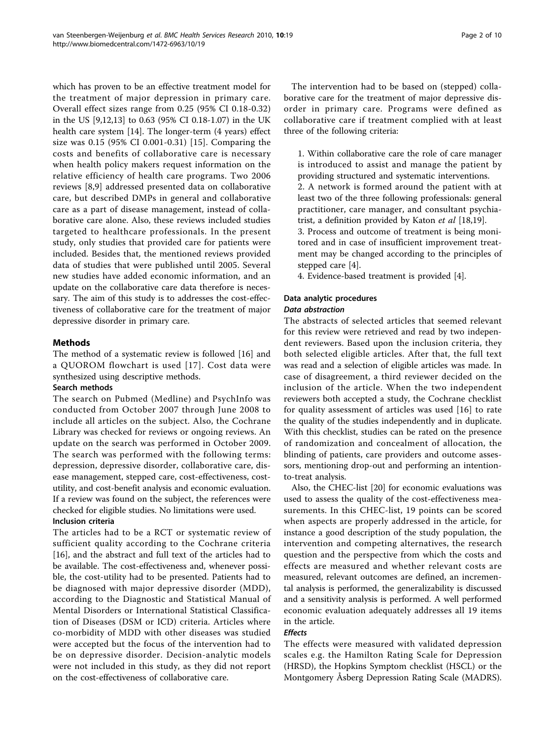which has proven to be an effective treatment model for the treatment of major depression in primary care. Overall effect sizes range from 0.25 (95% CI 0.18-0.32) in the US [9,12,13] to 0.63 (95% CI 0.18-1.07) in the UK health care system [14]. The longer-term (4 years) effect size was 0.15 (95% CI 0.001-0.31) [15]. Comparing the costs and benefits of collaborative care is necessary when health policy makers request information on the relative efficiency of health care programs. Two 2006 reviews [8,9] addressed presented data on collaborative care, but described DMPs in general and collaborative care as a part of disease management, instead of collaborative care alone. Also, these reviews included studies targeted to healthcare professionals. In the present study, only studies that provided care for patients were included. Besides that, the mentioned reviews provided data of studies that were published until 2005. Several new studies have added economic information, and an update on the collaborative care data therefore is necessary. The aim of this study is to addresses the cost-effectiveness of collaborative care for the treatment of major depressive disorder in primary care.

## Methods

The method of a systematic review is followed [16] and a QUOROM flowchart is used [17]. Cost data were synthesized using descriptive methods.

### Search methods

The search on Pubmed (Medline) and PsychInfo was conducted from October 2007 through June 2008 to include all articles on the subject. Also, the Cochrane Library was checked for reviews or ongoing reviews. An update on the search was performed in October 2009. The search was performed with the following terms: depression, depressive disorder, collaborative care, disease management, stepped care, cost-effectiveness, cost-utility, and cost-benefit analysis and economic evaluation. If a review was found on the subject, the references were checked for eligible studies. No limitations were used.

### Inclusion criteria

The articles had to be a RCT or systematic review of sufficient quality according to the Cochrane criteria [16], and the abstract and full text of the articles had to be available. The cost-effectiveness and, whenever possible, the cost-utility had to be presented. Patients had to be diagnosed with major depressive disorder (MDD), according to the Diagnostic and Statistical Manual of Mental Disorders or International Statistical Classification of Diseases (DSM or ICD) criteria. Articles where co-morbidity of MDD with other diseases was studied were accepted but the focus of the intervention had to be on depressive disorder. Decision-analytic models were not included in this study, as they did not report on the cost-effectiveness of collaborative care.

The intervention had to be based on (stepped) collaborative care for the treatment of major depressive disorder in primary care. Programs were defined as collaborative care if treatment complied with at least three of the following criteria:

1. Within collaborative care the role of care manager is introduced to assist and manage the patient by providing structured and systematic interventions.
2. A network is formed around the patient with at least two of the three following professionals: general practitioner, care manager, and consultant psychiatrist, a definition provided by Katon *et al* [18,19].
3. Process and outcome of treatment is being monitored and in case of insufficient improvement treatment may be changed according to the principles of stepped care [4].
4. Evidence-based treatment is provided [4].

### Data analytic procedures

#### *Data abstraction*

The abstracts of selected articles that seemed relevant for this review were retrieved and read by two independent reviewers. Based upon the inclusion criteria, they both selected eligible articles. After that, the full text was read and a selection of eligible articles was made. In case of disagreement, a third reviewer decided on the inclusion of the article. When the two independent reviewers both accepted a study, the Cochrane checklist for quality assessment of articles was used [16] to rate the quality of the studies independently and in duplicate. With this checklist, studies can be rated on the presence of randomization and concealment of allocation, the blinding of patients, care providers and outcome assessors, mentioning drop-out and performing an intention-to-treat analysis.

Also, the CHEC-list [20] for economic evaluations was used to assess the quality of the cost-effectiveness measurements. In this CHEC-list, 19 points can be scored when aspects are properly addressed in the article, for instance a good description of the study population, the intervention and competing alternatives, the research question and the perspective from which the costs and effects are measured and whether relevant costs are measured, relevant outcomes are defined, an incremental analysis is performed, the generalizability is discussed and a sensitivity analysis is performed. A well performed economic evaluation adequately addresses all 19 items in the article.

#### *Effects*

The effects were measured with validated depression scales e.g. the Hamilton Rating Scale for Depression (HRSD), the Hopkins Symptom checklist (HSCL) or the Montgomery Åsberg Depression Rating Scale (MADRS).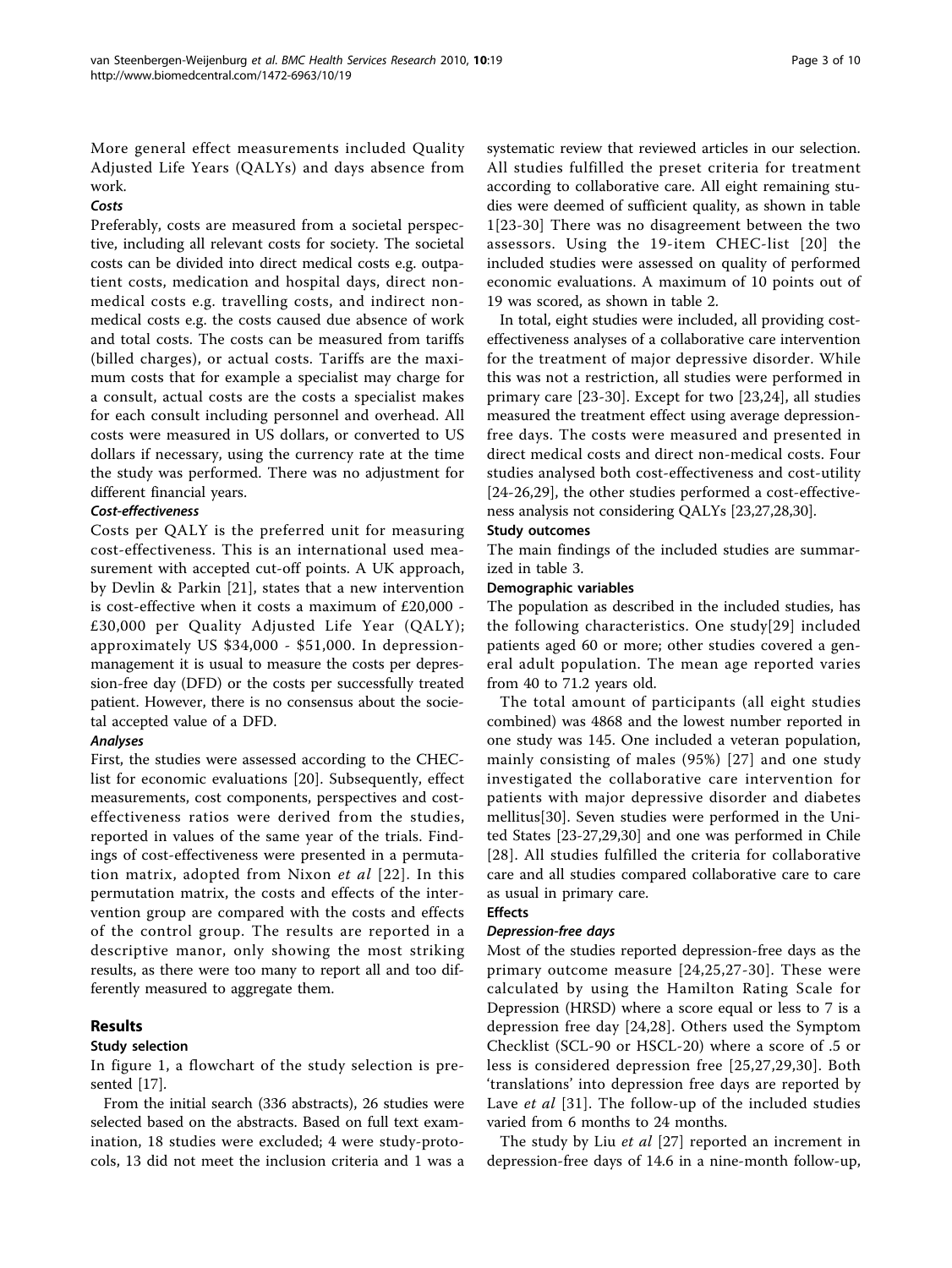More general effect measurements included Quality Adjusted Life Years (QALYs) and days absence from work.

#### *Costs*

Preferably, costs are measured from a societal perspective, including all relevant costs for society. The societal costs can be divided into direct medical costs e.g. outpatient costs, medication and hospital days, direct non-medical costs e.g. travelling costs, and indirect non-medical costs e.g. the costs caused due absence of work and total costs. The costs can be measured from tariffs (billed charges), or actual costs. Tariffs are the maximum costs that for example a specialist may charge for a consult, actual costs are the costs a specialist makes for each consult including personnel and overhead. All costs were measured in US dollars, or converted to US dollars if necessary, using the currency rate at the time the study was performed. There was no adjustment for different financial years.

#### *Cost-effectiveness*

Costs per QALY is the preferred unit for measuring cost-effectiveness. This is an international used measurement with accepted cut-off points. A UK approach, by Devlin & Parkin [21], states that a new intervention is cost-effective when it costs a maximum of £20,000 - £30,000 per Quality Adjusted Life Year (QALY); approximately US $34,000 - $51,000. In depression-management it is usual to measure the costs per depression-free day (DFD) or the costs per successfully treated patient. However, there is no consensus about the societal accepted value of a DFD.

#### *Analyses*

First, the studies were assessed according to the CHEC-list for economic evaluations [20]. Subsequently, effect measurements, cost components, perspectives and cost-effectiveness ratios were derived from the studies, reported in values of the same year of the trials. Findings of cost-effectiveness were presented in a permutation matrix, adopted from Nixon *et al* [22]. In this permutation matrix, the costs and effects of the intervention group are compared with the costs and effects of the control group. The results are reported in a descriptive manor, only showing the most striking results, as there were too many to report all and too differently measured to aggregate them.

## Results

### Study selection

In figure 1, a flowchart of the study selection is presented [17].

From the initial search (336 abstracts), 26 studies were selected based on the abstracts. Based on full text examination, 18 studies were excluded; 4 were study-protocols, 13 did not meet the inclusion criteria and 1 was a systematic review that reviewed articles in our selection. All studies fulfilled the preset criteria for treatment according to collaborative care. All eight remaining studies were deemed of sufficient quality, as shown in table 1[23-30] There was no disagreement between the two assessors. Using the 19-item CHEC-list [20] the included studies were assessed on quality of performed economic evaluations. A maximum of 10 points out of 19 was scored, as shown in table 2.

In total, eight studies were included, all providing cost-effectiveness analyses of a collaborative care intervention for the treatment of major depressive disorder. While this was not a restriction, all studies were performed in primary care [23-30]. Except for two [23,24], all studies measured the treatment effect using average depression-free days. The costs were measured and presented in direct medical costs and direct non-medical costs. Four studies analysed both cost-effectiveness and cost-utility [24-26,29], the other studies performed a cost-effectiveness analysis not considering QALYs [23,27,28,30].

### Study outcomes

The main findings of the included studies are summarized in table 3.

#### Demographic variables

The population as described in the included studies, has the following characteristics. One study[29] included patients aged 60 or more; other studies covered a general adult population. The mean age reported varies from 40 to 71.2 years old.

The total amount of participants (all eight studies combined) was 4868 and the lowest number reported in one study was 145. One included a veteran population, mainly consisting of males (95%) [27] and one study investigated the collaborative care intervention for patients with major depressive disorder and diabetes mellitus[30]. Seven studies were performed in the United States [23-27,29,30] and one was performed in Chile [28]. All studies fulfilled the criteria for collaborative care and all studies compared collaborative care to care as usual in primary care.

#### Effects

#### *Depression-free days*

Most of the studies reported depression-free days as the primary outcome measure [24,25,27-30]. These were calculated by using the Hamilton Rating Scale for Depression (HRSD) where a score equal or less to 7 is a depression free day [24,28]. Others used the Symptom Checklist (SCL-90 or HSCL-20) where a score of .5 or less is considered depression free [25,27,29,30]. Both 'translations' into depression free days are reported by Lave *et al* [31]. The follow-up of the included studies varied from 6 months to 24 months.

The study by Liu *et al* [27] reported an increment in depression-free days of 14.6 in a nine-month follow-up,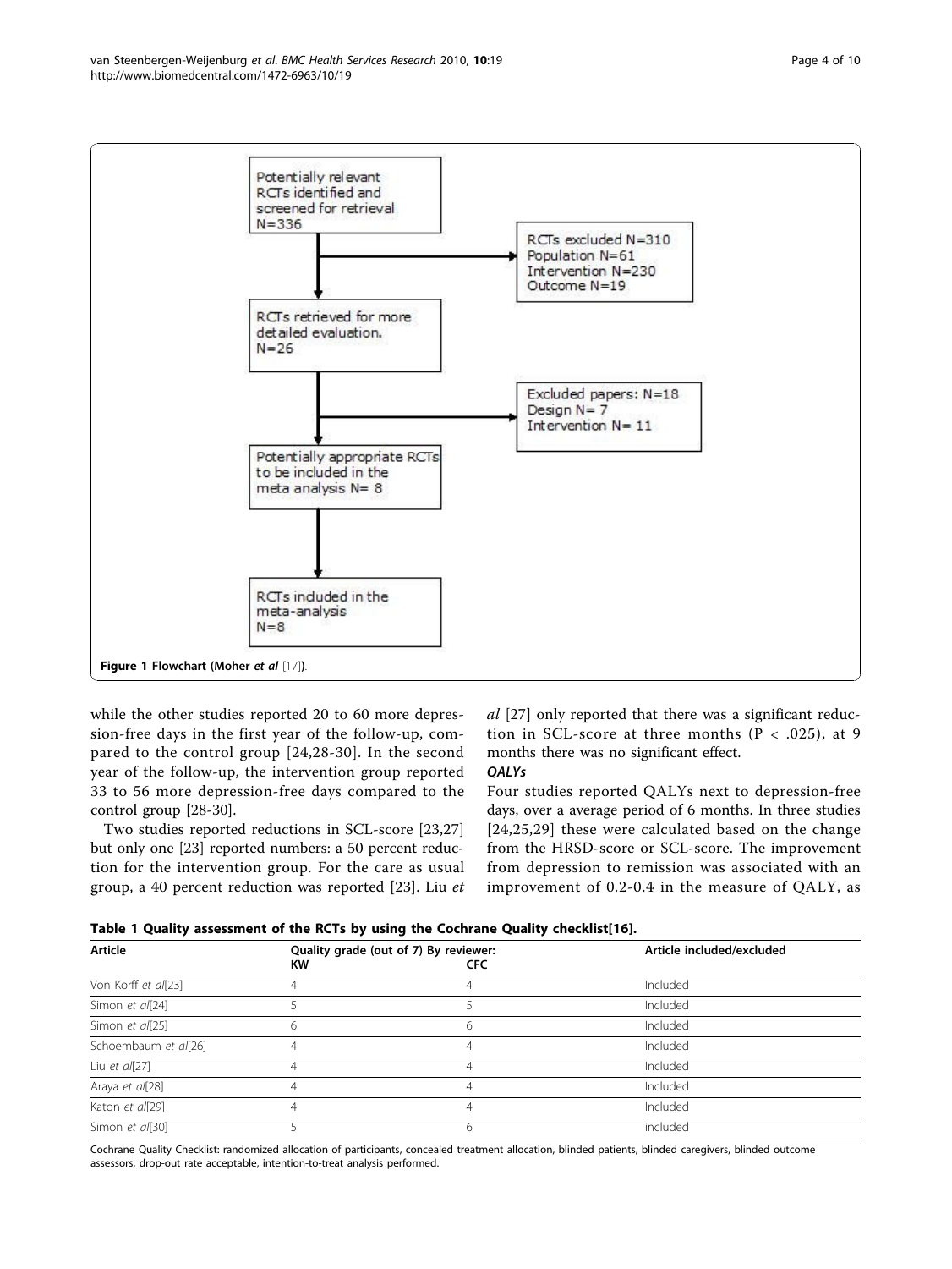Potentially relevant RCTs identified and screened for retrieval N=336

RCTs excluded N=310
Population N=61
Intervention N=230
Outcome N=19

RCTs retrieved for more detailed evaluation. N=26

Excluded papers: N=18
Design N= 7
Intervention N= 11

Potentially appropriate RCTs to be included in the meta analysis N= 8

RCTs included in the meta-analysis N=8

**Figure 1** Flowchart (Moher *et al* [17]).

while the other studies reported 20 to 60 more depression-free days in the first year of the follow-up, compared to the control group [24,28-30]. In the second year of the follow-up, the intervention group reported 33 to 56 more depression-free days compared to the control group [28-30].

Two studies reported reductions in SCL-score [23,27] but only one [23] reported numbers: a 50 percent reduction for the intervention group. For the care as usual group, a 40 percent reduction was reported [23]. Liu *et al* [27] only reported that there was a significant reduction in SCL-score at three months ($P < .025$), at 9 months there was no significant effect.

#### QALYs

Four studies reported QALYs next to depression-free days, over a average period of 6 months. In three studies [24,25,29] these were calculated based on the change from the HRSD-score or SCL-score. The improvement from depression to remission was associated with an improvement of 0.2-0.4 in the measure of QALY, as

**Table 1 Quality assessment of the RCTs by using the Cochrane Quality checklist[16].**

| Article | Quality grade (out of 7) By reviewer: KW | CFC | Article included/excluded |
|---|---|---|---|
| Von Korff *et al*[23] | 4 | 4 | Included |
| Simon *et al*[24] | 5 | 5 | Included |
| Simon *et al*[25] | 6 | 6 | Included |
| Schoembaum *et al*[26] | 4 | 4 | Included |
| Liu *et al*[27] | 4 | 4 | Included |
| Araya *et al*[28] | 4 | 4 | Included |
| Katon *et al*[29] | 4 | 4 | Included |
| Simon *et al*[30] | 5 | 6 | included |

Cochrane Quality Checklist: randomized allocation of participants, concealed treatment allocation, blinded patients, blinded caregivers, blinded outcome assessors, drop-out rate acceptable, intention-to-treat analysis performed.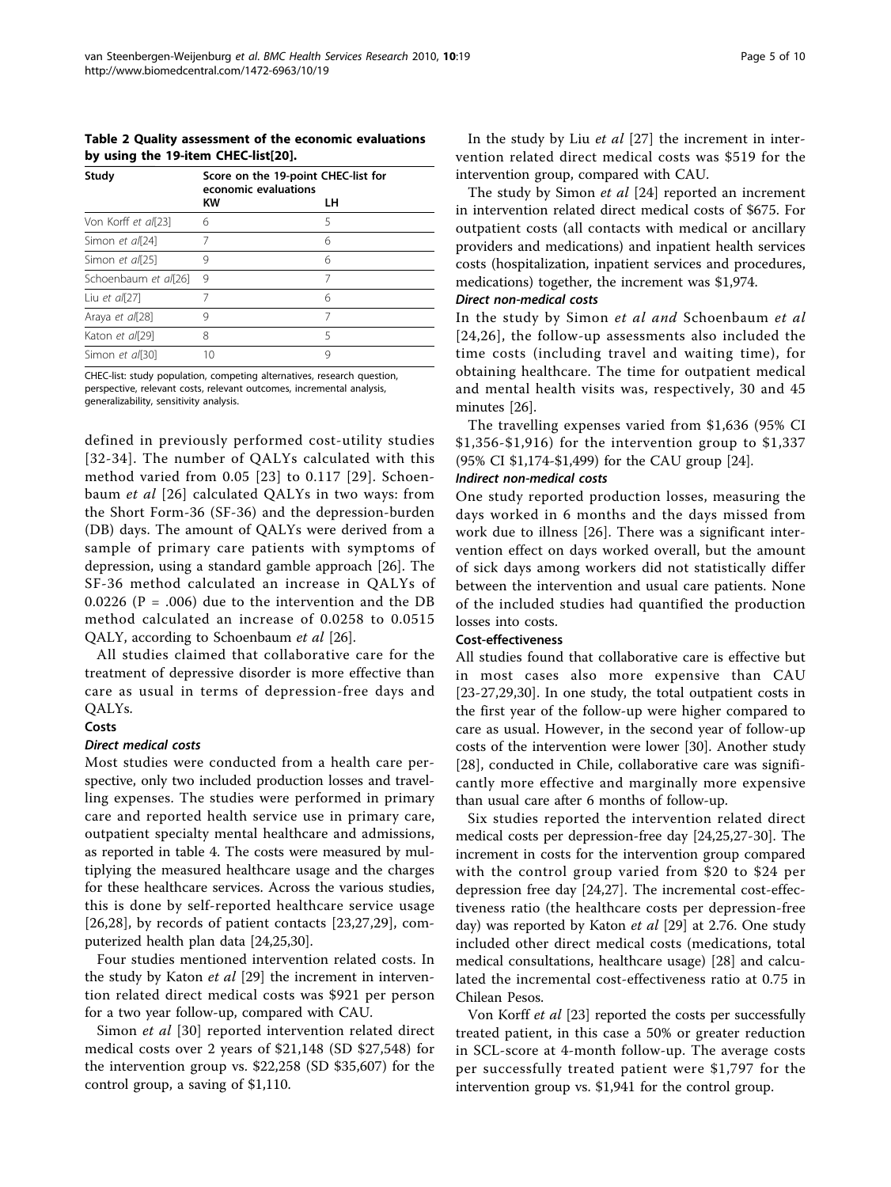**Table 2 Quality assessment of the economic evaluations by using the 19-item CHEC-list[20].**

| Study | Score on the 19-point CHEC-list for economic evaluations | |
|---|---|---|
| | KW | LH |
| Von Korff *et al*[23] | 6 | 5 |
| Simon *et al*[24] | 7 | 6 |
| Simon *et al*[25] | 9 | 6 |
| Schoenbaum *et al*[26] | 9 | 7 |
| Liu *et al*[27] | 7 | 6 |
| Araya *et al*[28] | 9 | 7 |
| Katon *et al*[29] | 8 | 5 |
| Simon *et al*[30] | 10 | 9 |

CHEC-list: study population, competing alternatives, research question, perspective, relevant costs, relevant outcomes, incremental analysis, generalizability, sensitivity analysis.

defined in previously performed cost-utility studies [32-34]. The number of QALYs calculated with this method varied from 0.05 [23] to 0.117 [29]. Schoenbaum *et al* [26] calculated QALYs in two ways: from the Short Form-36 (SF-36) and the depression-burden (DB) days. The amount of QALYs were derived from a sample of primary care patients with symptoms of depression, using a standard gamble approach [26]. The SF-36 method calculated an increase in QALYs of 0.0226 (P = .006) due to the intervention and the DB method calculated an increase of 0.0258 to 0.0515 QALY, according to Schoenbaum *et al* [26].

All studies claimed that collaborative care for the treatment of depressive disorder is more effective than care as usual in terms of depression-free days and QALYs.

### Costs

#### *Direct medical costs*

Most studies were conducted from a health care perspective, only two included production losses and travelling expenses. The studies were performed in primary care and reported health service use in primary care, outpatient specialty mental healthcare and admissions, as reported in table 4. The costs were measured by multiplying the measured healthcare usage and the charges for these healthcare services. Across the various studies, this is done by self-reported healthcare service usage [26,28], by records of patient contacts [23,27,29], computerized health plan data [24,25,30].

Four studies mentioned intervention related costs. In the study by Katon *et al* [29] the increment in intervention related direct medical costs was $921 per person for a two year follow-up, compared with CAU.

Simon *et al* [30] reported intervention related direct medical costs over 2 years of $21,148 (SD $27,548) for the intervention group vs. $22,258 (SD $35,607) for the control group, a saving of $1,110.

In the study by Liu *et al* [27] the increment in intervention related direct medical costs was $519 for the intervention group, compared with CAU.

The study by Simon *et al* [24] reported an increment in intervention related direct medical costs of $675. For outpatient costs (all contacts with medical or ancillary providers and medications) and inpatient health services costs (hospitalization, inpatient services and procedures, medications) together, the increment was $1,974.

#### *Direct non-medical costs*

In the study by Simon *et al and* Schoenbaum *et al* [24,26], the follow-up assessments also included the time costs (including travel and waiting time), for obtaining healthcare. The time for outpatient medical and mental health visits was, respectively, 30 and 45 minutes [26].

The travelling expenses varied from $1,636 (95% CI $1,356-$1,916) for the intervention group to $1,337 (95% CI $1,174-$1,499) for the CAU group [24].

#### *Indirect non-medical costs*

One study reported production losses, measuring the days worked in 6 months and the days missed from work due to illness [26]. There was a significant intervention effect on days worked overall, but the amount of sick days among workers did not statistically differ between the intervention and usual care patients. None of the included studies had quantified the production losses into costs.

### Cost-effectiveness

All studies found that collaborative care is effective but in most cases also more expensive than CAU [23-27,29,30]. In one study, the total outpatient costs in the first year of the follow-up were higher compared to care as usual. However, in the second year of follow-up costs of the intervention were lower [30]. Another study [28], conducted in Chile, collaborative care was significantly more effective and marginally more expensive than usual care after 6 months of follow-up.

Six studies reported the intervention related direct medical costs per depression-free day [24,25,27-30]. The increment in costs for the intervention group compared with the control group varied from $20 to $24 per depression free day [24,27]. The incremental cost-effectiveness ratio (the healthcare costs per depression-free day) was reported by Katon *et al* [29] at 2.76. One study included other direct medical costs (medications, total medical consultations, healthcare usage) [28] and calculated the incremental cost-effectiveness ratio at 0.75 in Chilean Pesos.

Von Korff *et al* [23] reported the costs per successfully treated patient, in this case a 50% or greater reduction in SCL-score at 4-month follow-up. The average costs per successfully treated patient were $1,797 for the intervention group vs. $1,941 for the control group.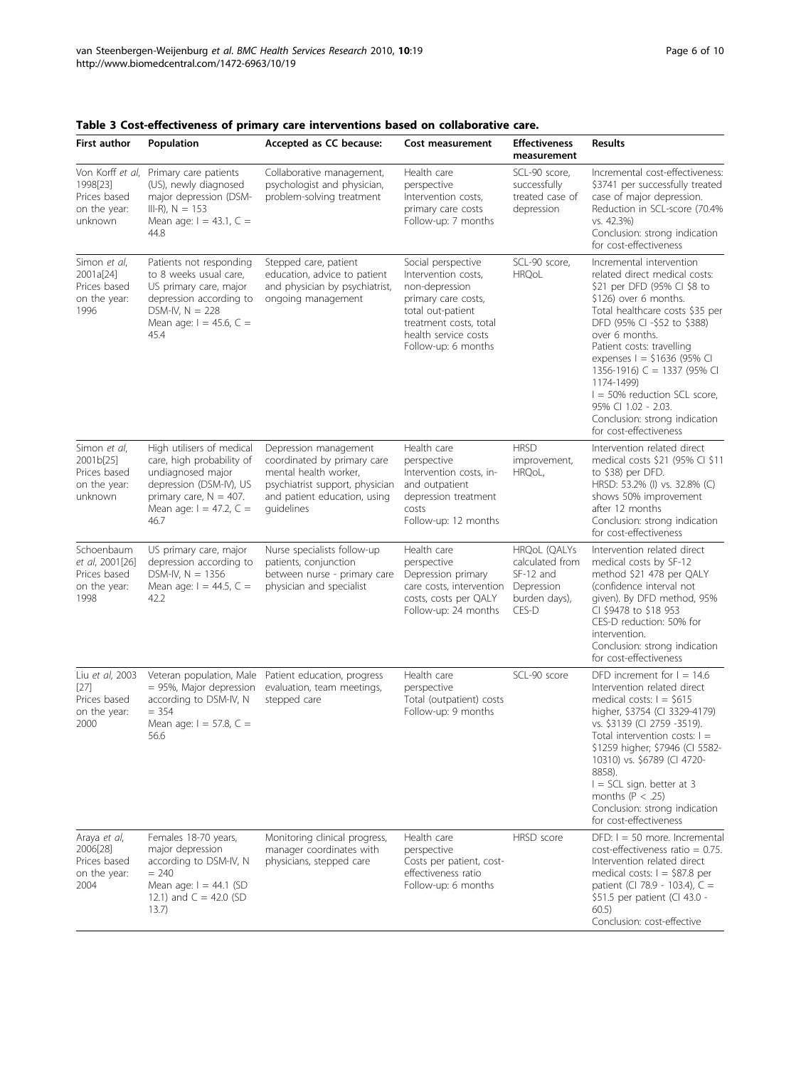**Table 3 Cost-effectiveness of primary care interventions based on collaborative care.**

| First author | Population | Accepted as CC because: | Cost measurement | Effectiveness measurement | Results |
|---|---|---|---|---|---|
| Von Korff *et al*, 1998[23] Prices based on the year: unknown | Primary care patients (US), newly diagnosed major depression (DSM-III-R), N = 153 Mean age: I = 43.1, C = 44.8 | Collaborative management, psychologist and physician, problem-solving treatment | Health care perspective Intervention costs, primary care costs Follow-up: 7 months | SCL-90 score, successfully treated case of depression | Incremental cost-effectiveness: $3741 per successfully treated case of major depression. Reduction in SCL-score (70.4% vs. 42.3%) Conclusion: strong indication for cost-effectiveness |
| Simon *et al*, 2001a[24] Prices based on the year: 1996 | Patients not responding to 8 weeks usual care, US primary care, major depression according to DSM-IV, N = 228 Mean age: I = 45.6, C = 45.4 | Stepped care, patient education, advice to patient and physician by psychiatrist, ongoing management | Social perspective Intervention costs, non-depression primary care costs, total out-patient treatment costs, total health service costs Follow-up: 6 months | SCL-90 score, HRQoL | Incremental intervention related direct medical costs: $21 per DFD (95% CI $8 to $126) over 6 months. Total healthcare costs $35 per DFD (95% CI -$52 to $388) over 6 months. Patient costs: travelling expenses I = $1636 (95% CI 1356-1916) C = 1337 (95% CI 1174-1499) I = 50% reduction SCL score, 95% CI 1.02 - 2.03. Conclusion: strong indication for cost-effectiveness |
| Simon *et al*, 2001b[25] Prices based on the year: unknown | High utilisers of medical care, high probability of undiagnosed major depression (DSM-IV), US primary care, N = 407. Mean age: I = 47.2, C = 46.7 | Depression management coordinated by primary care mental health worker, psychiatrist support, physician and patient education, using guidelines | Health care perspective Intervention costs, in- and outpatient depression treatment costs Follow-up: 12 months | HRSD improvement, HRQoL, | Intervention related direct medical costs $21 (95% CI $11 to $38) per DFD. HRSD: 53.2% (I) vs. 32.8% (C) shows 50% improvement after 12 months Conclusion: strong indication for cost-effectiveness |
| Schoenbaum *et al*, 2001[26] Prices based on the year: 1998 | US primary care, major depression according to DSM-IV, N = 1356 Mean age: I = 44.5, C = 42.2 | Nurse specialists follow-up patients, conjunction between nurse - primary care physician and specialist | Health care perspective Depression primary care costs, intervention costs, costs per QALY Follow-up: 24 months | HRQoL (QALYs calculated from SF-12 and Depression burden days), CES-D | Intervention related direct medical costs by SF-12 method $21 478 per QALY (confidence interval not given). By DFD method, 95% CI $9478 to $18 953 CES-D reduction: 50% for intervention. Conclusion: strong indication for cost-effectiveness |
| Liu *et al*, 2003 [27] Prices based on the year: 2000 | Veteran population, Male = 95%, Major depression according to DSM-IV, N = 354 Mean age: I = 57.8, C = 56.6 | Patient education, progress evaluation, team meetings, stepped care | Health care perspective Total (outpatient) costs Follow-up: 9 months | SCL-90 score | DFD increment for I = 14.6 Intervention related direct medical costs: I = $615 higher, $3754 (CI 3329-4179) vs. $3139 (CI 2759 -3519). Total intervention costs: I = $1259 higher; $7946 (CI 5582-10310) vs. $6789 (CI 4720-8858). I = SCL sign. better at 3 months (P < .25) Conclusion: strong indication for cost-effectiveness |
| Araya *et al*, 2006[28] Prices based on the year: 2004 | Females 18-70 years, major depression according to DSM-IV, N = 240 Mean age: I = 44.1 (SD 12.1) and C = 42.0 (SD 13.7) | Monitoring clinical progress, manager coordinates with physicians, stepped care | Health care perspective Costs per patient, cost-effectiveness ratio Follow-up: 6 months | HRSD score | DFD: I = 50 more. Incremental cost-effectiveness ratio = 0.75. Intervention related direct medical costs: I = $87.8 per patient (CI 78.9 - 103.4), C = $51.5 per patient (CI 43.0 - 60.5) Conclusion: cost-effective |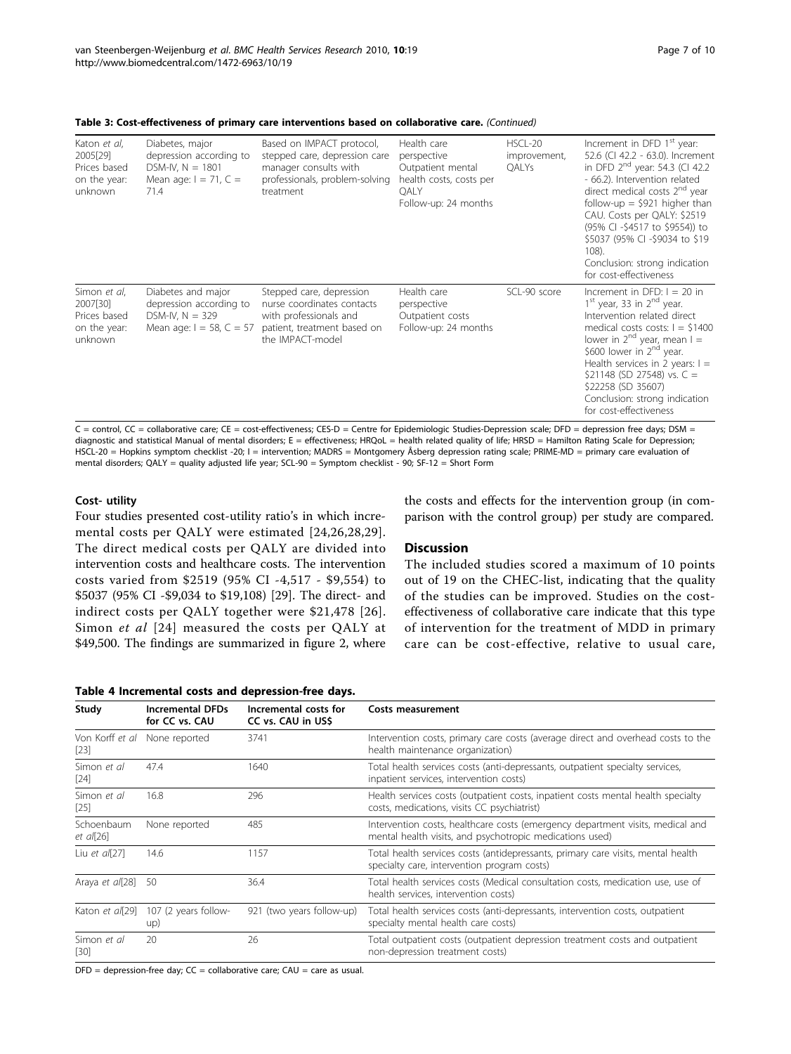**Table 3: Cost-effectiveness of primary care interventions based on collaborative care.** *(Continued)*

| | | | | | |
|---|---|---|---|---|---|
| Katon *et al*, 2005[29] Prices based on the year: unknown | Diabetes, major depression according to DSM-IV, N = 1801 Mean age: I = 71, C = 71.4 | Based on IMPACT protocol, stepped care, depression care manager consults with professionals, problem-solving treatment | Health care perspective Outpatient mental health costs, costs per QALY Follow-up: 24 months | HSCL-20 improvement, QALYs | Increment in DFD 1[st] year: 52.6 (CI 42.2 - 63.0). Increment in DFD 2[nd] year: 54.3 (CI 42.2 - 66.2). Intervention related direct medical costs 2[nd] year follow-up = $921 higher than CAU. Costs per QALY: $2519 (95% CI -$4517 to $9554)) to $5037 (95% CI -$9034 to $19 108). Conclusion: strong indication for cost-effectiveness |
| Simon *et al*, 2007[30] Prices based on the year: unknown | Diabetes and major depression according to DSM-IV, N = 329 Mean age: I = 58, C = 57 | Stepped care, depression nurse coordinates contacts with professionals and patient, treatment based on the IMPACT-model | Health care perspective Outpatient costs Follow-up: 24 months | SCL-90 score | Increment in DFD: I = 20 in 1[st] year, 33 in 2[nd] year. Intervention related direct medical costs costs: I = $1400 lower in 2[nd] year, mean I = $600 lower in 2[nd] year. Health services in 2 years: I = $21148 (SD 27548) vs. C = $22258 (SD 35607) Conclusion: strong indication for cost-effectiveness |

C = control, CC = collaborative care; CE = cost-effectiveness; CES-D = Centre for Epidemiologic Studies-Depression scale; DFD = depression free days; DSM = diagnostic and statistical Manual of mental disorders; E = effectiveness; HRQoL = health related quality of life; HRSD = Hamilton Rating Scale for Depression; HSCL-20 = Hopkins symptom checklist -20; I = intervention; MADRS = Montgomery Åsberg depression rating scale; PRIME-MD = primary care evaluation of mental disorders; QALY = quality adjusted life year; SCL-90 = Symptom checklist - 90; SF-12 = Short Form

#### Cost- utility

Four studies presented cost-utility ratio's in which incremental costs per QALY were estimated [24,26,28,29]. The direct medical costs per QALY are divided into intervention costs and healthcare costs. The intervention costs varied from $2519 (95% CI -4,517 - $9,554) to $5037 (95% CI -$9,034 to $19,108) [29]. The direct- and indirect costs per QALY together were $21,478 [26]. Simon *et al* [24] measured the costs per QALY at $49,500. The findings are summarized in figure 2, where the costs and effects for the intervention group (in comparison with the control group) per study are compared.

### Discussion

The included studies scored a maximum of 10 points out of 19 on the CHEC-list, indicating that the quality of the studies can be improved. Studies on the cost-effectiveness of collaborative care indicate that this type of intervention for the treatment of MDD in primary care can be cost-effective, relative to usual care,

**Table 4 Incremental costs and depression-free days.**

| Study | Incremental DFDs for CC vs. CAU | Incremental costs for CC vs. CAU in US$ | Costs measurement |
|---|---|---|---|
| Von Korff *et al* [23] | None reported | 3741 | Intervention costs, primary care costs (average direct and overhead costs to the health maintenance organization) |
| Simon *et al* [24] | 47.4 | 1640 | Total health services costs (anti-depressants, outpatient specialty services, inpatient services, intervention costs) |
| Simon *et al* [25] | 16.8 | 296 | Health services costs (outpatient costs, inpatient costs mental health specialty costs, medications, visits CC psychiatrist) |
| Schoenbaum *et al*[26] | None reported | 485 | Intervention costs, healthcare costs (emergency department visits, medical and mental health visits, and psychotropic medications used) |
| Liu *et al*[27] | 14.6 | 1157 | Total health services costs (antidepressants, primary care visits, mental health specialty care, intervention program costs) |
| Araya *et al*[28] | 50 | 36.4 | Total health services costs (Medical consultation costs, medication use, use of health services, intervention costs) |
| Katon *et al*[29] | 107 (2 years follow-up) | 921 (two years follow-up) | Total health services costs (anti-depressants, intervention costs, outpatient specialty mental health care costs) |
| Simon *et al* [30] | 20 | 26 | Total outpatient costs (outpatient depression treatment costs and outpatient non-depression treatment costs) |

DFD = depression-free day; CC = collaborative care; CAU = care as usual.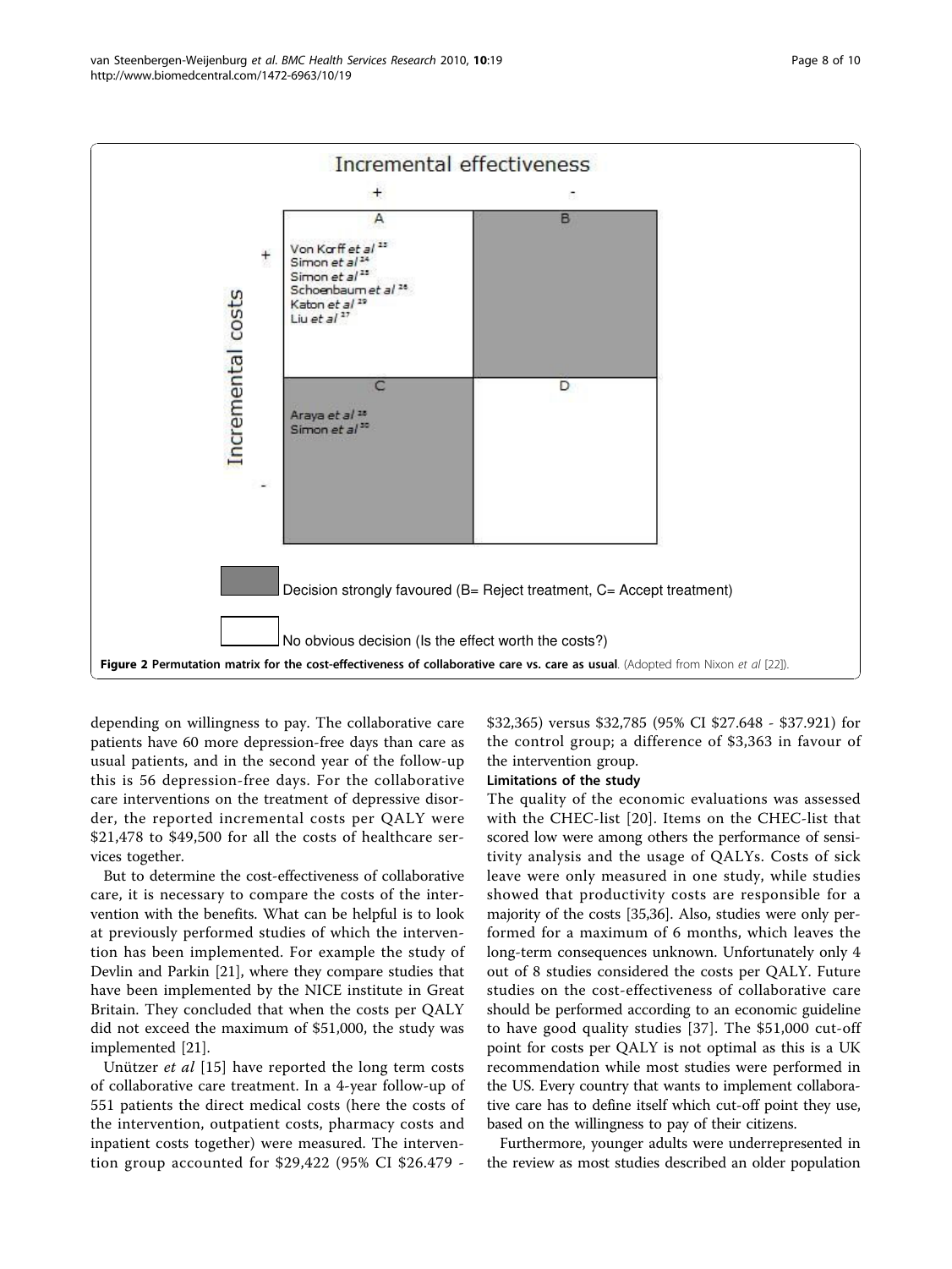| | Incremental effectiveness + | Incremental effectiveness - |
|---|---|---|
| **Incremental costs +** | A<br>Von Korff *et al* [23]<br>Simon *et al* [24]<br>Simon *et al* [25]<br>Schoenbaum *et al* [26]<br>Katon *et al* [29]<br>Liu *et al* [27] | B |
| **Incremental costs -** | C<br>Araya *et al* [28]<br>Simon *et al* [30] | D |

Decision strongly favoured (B= Reject treatment, C= Accept treatment) [shaded quadrants: B, C]

No obvious decision (Is the effect worth the costs?) [white quadrants: A, D]

**Figure 2 Permutation matrix for the cost-effectiveness of collaborative care vs. care as usual**. (Adopted from Nixon *et al* [22]).

depending on willingness to pay. The collaborative care patients have 60 more depression-free days than care as usual patients, and in the second year of the follow-up this is 56 depression-free days. For the collaborative care interventions on the treatment of depressive disorder, the reported incremental costs per QALY were $21,478 to $49,500 for all the costs of healthcare services together.

But to determine the cost-effectiveness of collaborative care, it is necessary to compare the costs of the intervention with the benefits. What can be helpful is to look at previously performed studies of which the intervention has been implemented. For example the study of Devlin and Parkin [21], where they compare studies that have been implemented by the NICE institute in Great Britain. They concluded that when the costs per QALY did not exceed the maximum of $51,000, the study was implemented [21].

Unützer *et al* [15] have reported the long term costs of collaborative care treatment. In a 4-year follow-up of 551 patients the direct medical costs (here the costs of the intervention, outpatient costs, pharmacy costs and inpatient costs together) were measured. The intervention group accounted for $29,422 (95% CI $26.479 - $32,365) versus $32,785 (95% CI $27.648 - $37.921) for the control group; a difference of $3,363 in favour of the intervention group.

#### Limitations of the study

The quality of the economic evaluations was assessed with the CHEC-list [20]. Items on the CHEC-list that scored low were among others the performance of sensitivity analysis and the usage of QALYs. Costs of sick leave were only measured in one study, while studies showed that productivity costs are responsible for a majority of the costs [35,36]. Also, studies were only performed for a maximum of 6 months, which leaves the long-term consequences unknown. Unfortunately only 4 out of 8 studies considered the costs per QALY. Future studies on the cost-effectiveness of collaborative care should be performed according to an economic guideline to have good quality studies [37]. The $51,000 cut-off point for costs per QALY is not optimal as this is a UK recommendation while most studies were performed in the US. Every country that wants to implement collaborative care has to define itself which cut-off point they use, based on the willingness to pay of their citizens.

Furthermore, younger adults were underrepresented in the review as most studies described an older population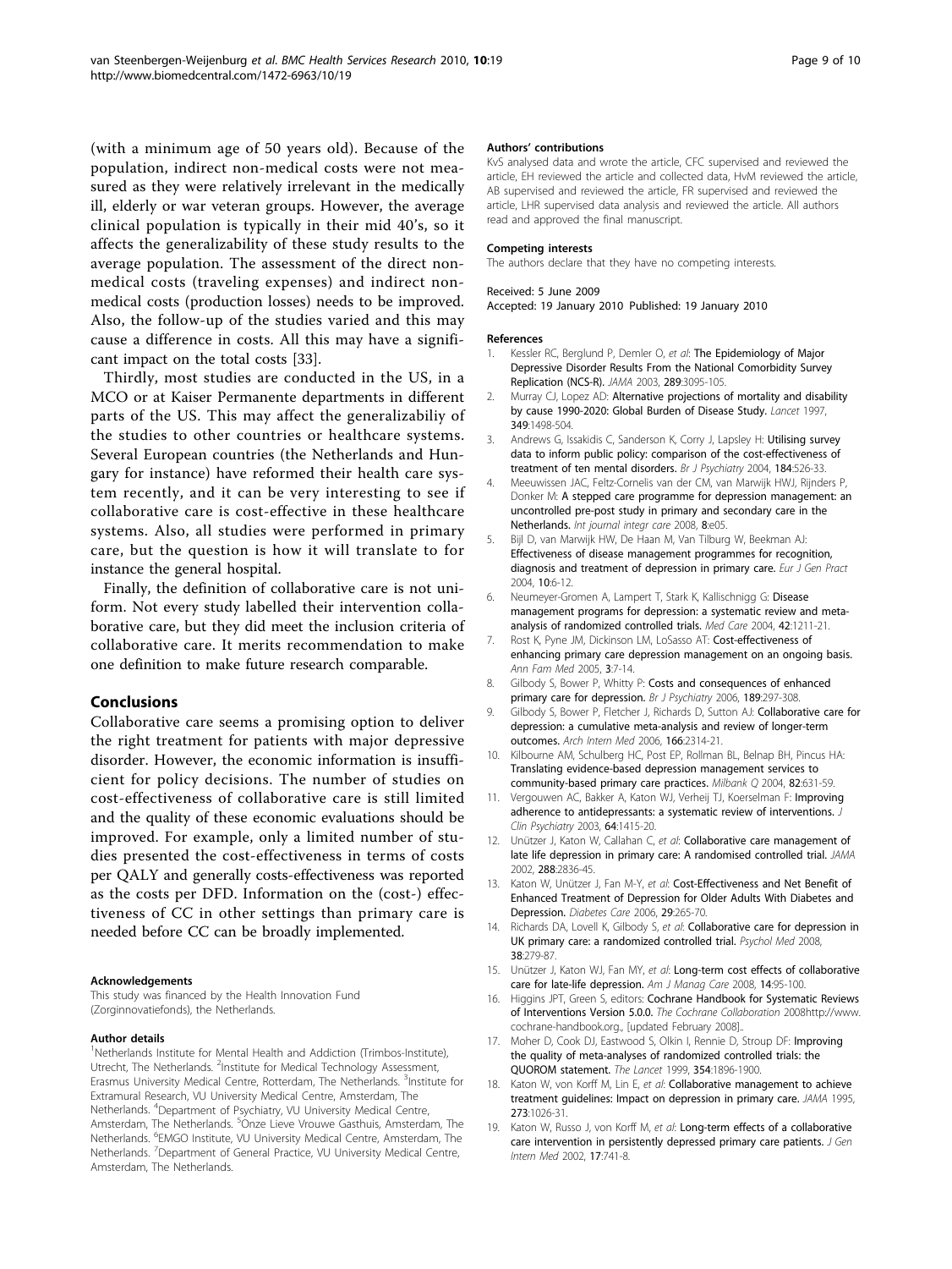(with a minimum age of 50 years old). Because of the population, indirect non-medical costs were not measured as they were relatively irrelevant in the medically ill, elderly or war veteran groups. However, the average clinical population is typically in their mid 40's, so it affects the generalizability of these study results to the average population. The assessment of the direct non-medical costs (traveling expenses) and indirect non-medical costs (production losses) needs to be improved. Also, the follow-up of the studies varied and this may cause a difference in costs. All this may have a significant impact on the total costs [33].

Thirdly, most studies are conducted in the US, in a MCO or at Kaiser Permanente departments in different parts of the US. This may affect the generalizabiliy of the studies to other countries or healthcare systems. Several European countries (the Netherlands and Hungary for instance) have reformed their health care system recently, and it can be very interesting to see if collaborative care is cost-effective in these healthcare systems. Also, all studies were performed in primary care, but the question is how it will translate to for instance the general hospital.

Finally, the definition of collaborative care is not uniform. Not every study labelled their intervention collaborative care, but they did meet the inclusion criteria of collaborative care. It merits recommendation to make one definition to make future research comparable.

## Conclusions

Collaborative care seems a promising option to deliver the right treatment for patients with major depressive disorder. However, the economic information is insufficient for policy decisions. The number of studies on cost-effectiveness of collaborative care is still limited and the quality of these economic evaluations should be improved. For example, only a limited number of studies presented the cost-effectiveness in terms of costs per QALY and generally costs-effectiveness was reported as the costs per DFD. Information on the (cost-) effectiveness of CC in other settings than primary care is needed before CC can be broadly implemented.

#### Acknowledgements

This study was financed by the Health Innovation Fund (Zorginnovatiefonds), the Netherlands.

#### Author details

[1]Netherlands Institute for Mental Health and Addiction (Trimbos-Institute), Utrecht, The Netherlands. [2]Institute for Medical Technology Assessment, Erasmus University Medical Centre, Rotterdam, The Netherlands. [3]Institute for Extramural Research, VU University Medical Centre, Amsterdam, The Netherlands. [4]Department of Psychiatry, VU University Medical Centre, Amsterdam, The Netherlands. [5]Onze Lieve Vrouwe Gasthuis, Amsterdam, The Netherlands. [6]EMGO Institute, VU University Medical Centre, Amsterdam, The Netherlands. [7]Department of General Practice, VU University Medical Centre, Amsterdam, The Netherlands.

#### Authors' contributions

KvS analysed data and wrote the article, CFC supervised and reviewed the article, EH reviewed the article and collected data, HvM reviewed the article, AB supervised and reviewed the article, FR supervised and reviewed the article, LHR supervised data analysis and reviewed the article. All authors read and approved the final manuscript.

#### Competing interests

The authors declare that they have no competing interests.

Received: 5 June 2009
Accepted: 19 January 2010 Published: 19 January 2010

#### References

1. Kessler RC, Berglund P, Demler O, *et al*: **The Epidemiology of Major Depressive Disorder Results From the National Comorbidity Survey Replication (NCS-R).** *JAMA* 2003, **289**:3095-105.
2. Murray CJ, Lopez AD: **Alternative projections of mortality and disability by cause 1990-2020: Global Burden of Disease Study.** *Lancet* 1997, **349**:1498-504.
3. Andrews G, Issakidis C, Sanderson K, Corry J, Lapsley H: **Utilising survey data to inform public policy: comparison of the cost-effectiveness of treatment of ten mental disorders.** *Br J Psychiatry* 2004, **184**:526-33.
4. Meeuwissen JAC, Feltz-Cornelis van der CM, van Marwijk HWJ, Rijnders P, Donker M: **A stepped care programme for depression management: an uncontrolled pre-post study in primary and secondary care in the Netherlands.** *Int journal integr care* 2008, **8**:e05.
5. Bijl D, van Marwijk HW, De Haan M, Van Tilburg W, Beekman AJ: **Effectiveness of disease management programmes for recognition, diagnosis and treatment of depression in primary care.** *Eur J Gen Pract* 2004, **10**:6-12.
6. Neumeyer-Gromen A, Lampert T, Stark K, Kallischnigg G: **Disease management programs for depression: a systematic review and meta-analysis of randomized controlled trials.** *Med Care* 2004, **42**:1211-21.
7. Rost K, Pyne JM, Dickinson LM, LoSasso AT: **Cost-effectiveness of enhancing primary care depression management on an ongoing basis.** *Ann Fam Med* 2005, **3**:7-14.
8. Gilbody S, Bower P, Whitty P: **Costs and consequences of enhanced primary care for depression.** *Br J Psychiatry* 2006, **189**:297-308.
9. Gilbody S, Bower P, Fletcher J, Richards D, Sutton AJ: **Collaborative care for depression: a cumulative meta-analysis and review of longer-term outcomes.** *Arch Intern Med* 2006, **166**:2314-21.
10. Kilbourne AM, Schulberg HC, Post EP, Rollman BL, Belnap BH, Pincus HA: **Translating evidence-based depression management services to community-based primary care practices.** *Milbank Q* 2004, **82**:631-59.
11. Vergouwen AC, Bakker A, Katon WJ, Verheij TJ, Koerselman F: **Improving adherence to antidepressants: a systematic review of interventions.** *J Clin Psychiatry* 2003, **64**:1415-20.
12. Unützer J, Katon W, Callahan C, *et al*: **Collaborative care management of late life depression in primary care: A randomised controlled trial.** *JAMA* 2002, **288**:2836-45.
13. Katon W, Unützer J, Fan M-Y, *et al*: **Cost-Effectiveness and Net Benefit of Enhanced Treatment of Depression for Older Adults With Diabetes and Depression.** *Diabetes Care* 2006, **29**:265-70.
14. Richards DA, Lovell K, Gilbody S, *et al*: **Collaborative care for depression in UK primary care: a randomized controlled trial.** *Psychol Med* 2008, **38**:279-87.
15. Unützer J, Katon WJ, Fan MY, *et al*: **Long-term cost effects of collaborative care for late-life depression.** *Am J Manag Care* 2008, **14**:95-100.
16. Higgins JPT, Green S, editors: **Cochrane Handbook for Systematic Reviews of Interventions Version 5.0.0.** *The Cochrane Collaboration* 2008http://www.cochrane-handbook.org., [updated February 2008].
17. Moher D, Cook DJ, Eastwood S, Olkin I, Rennie D, Stroup DF: **Improving the quality of meta-analyses of randomized controlled trials: the QUOROM statement.** *The Lancet* 1999, **354**:1896-1900.
18. Katon W, von Korff M, Lin E, *et al*: **Collaborative management to achieve treatment guidelines: Impact on depression in primary care.** *JAMA* 1995, **273**:1026-31.
19. Katon W, Russo J, von Korff M, *et al*: **Long-term effects of a collaborative care intervention in persistently depressed primary care patients.** *J Gen Intern Med* 2002, **17**:741-8.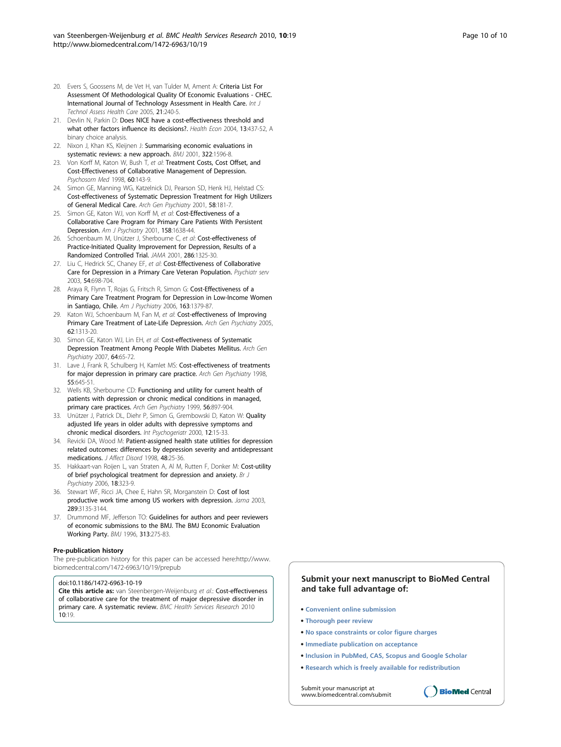20. Evers S, Goossens M, de Vet H, van Tulder M, Ament A: **Criteria List For Assessment Of Methodological Quality Of Economic Evaluations - CHEC. International Journal of Technology Assessment in Health Care.** *Int J Technol Assess Health Care* 2005, **21**:240-5.
21. Devlin N, Parkin D: **Does NICE have a cost-effectiveness threshold and what other factors influence its decisions?.** *Health Econ* 2004, **13**:437-52, A binary choice analysis.
22. Nixon J, Khan KS, Kleijnen J: **Summarising economic evaluations in systematic reviews: a new approach.** *BMJ* 2001, **322**:1596-8.
23. Von Korff M, Katon W, Bush T, *et al*: **Treatment Costs, Cost Offset, and Cost-Effectiveness of Collaborative Management of Depression.** *Psychosom Med* 1998, **60**:143-9.
24. Simon GE, Manning WG, Katzelnick DJ, Pearson SD, Henk HJ, Helstad CS: **Cost-effectiveness of Systematic Depression Treatment for High Utilizers of General Medical Care.** *Arch Gen Psychiatry* 2001, **58**:181-7.
25. Simon GE, Katon WJ, von Korff M, *et al*: **Cost-Effectiveness of a Collaborative Care Program for Primary Care Patients With Persistent Depression.** *Am J Psychiatry* 2001, **158**:1638-44.
26. Schoenbaum M, Unützer J, Sherbourne C, *et al*: **Cost-effectiveness of Practice-Initiated Quality Improvement for Depression, Results of a Randomized Controlled Trial.** *JAMA* 2001, **286**:1325-30.
27. Liu C, Hedrick SC, Chaney EF, *et al*: **Cost-Effectiveness of Collaborative Care for Depression in a Primary Care Veteran Population.** *Psychiatr serv* 2003, **54**:698-704.
28. Araya R, Flynn T, Rojas G, Fritsch R, Simon G: **Cost-Effectiveness of a Primary Care Treatment Program for Depression in Low-Income Women in Santiago, Chile.** *Am J Psychiatry* 2006, **163**:1379-87.
29. Katon WJ, Schoenbaum M, Fan M, *et al*: **Cost-effectiveness of Improving Primary Care Treatment of Late-Life Depression.** *Arch Gen Psychiatry* 2005, **62**:1313-20.
30. Simon GE, Katon WJ, Lin EH, *et al*: **Cost-effectiveness of Systematic Depression Treatment Among People With Diabetes Mellitus.** *Arch Gen Psychiatry* 2007, **64**:65-72.
31. Lave J, Frank R, Schulberg H, Kamlet MS: **Cost-effectiveness of treatments for major depression in primary care practice.** *Arch Gen Psychiatry* 1998, **55**:645-51.
32. Wells KB, Sherbourne CD: **Functioning and utility for current health of patients with depression or chronic medical conditions in managed, primary care practices.** *Arch Gen Psychiatry* 1999, **56**:897-904.
33. Unützer J, Patrick DL, Diehr P, Simon G, Grembowski D, Katon W: **Quality adjusted life years in older adults with depressive symptoms and chronic medical disorders.** *Int Psychogeriatr* 2000, **12**:15-33.
34. Revicki DA, Wood M: **Patient-assigned health state utilities for depression related outcomes: differences by depression severity and antidepressant medications.** *J Affect Disord* 1998, **48**:25-36.
35. Hakkaart-van Roijen L, van Straten A, Al M, Rutten F, Donker M: **Cost-utility of brief psychological treatment for depression and anxiety.** *Br J Psychiatry* 2006, **18**:323-9.
36. Stewart WF, Ricci JA, Chee E, Hahn SR, Morganstein D: **Cost of lost productive work time among US workers with depression.** *Jama* 2003, **289**:3135-3144.
37. Drummond MF, Jefferson TO: **Guidelines for authors and peer reviewers of economic submissions to the BMJ. The BMJ Economic Evaluation Working Party.** *BMJ* 1996, **313**:275-83.

### Pre-publication history

The pre-publication history for this paper can be accessed here:http://www.biomedcentral.com/1472-6963/10/19/prepub

doi:10.1186/1472-6963-10-19

**Cite this article as:** van Steenbergen-Weijenburg *et al.*: Cost-effectiveness of collaborative care for the treatment of major depressive disorder in primary care. A systematic review. *BMC Health Services Research* 2010 10:19.

**Submit your next manuscript to BioMed Central and take full advantage of:**

- **Convenient online submission**
- **Thorough peer review**
- **No space constraints or color figure charges**
- **Immediate publication on acceptance**
- **Inclusion in PubMed, CAS, Scopus and Google Scholar**
- **Research which is freely available for redistribution**

Submit your manuscript at
www.biomedcentral.com/submit

BioMed Central